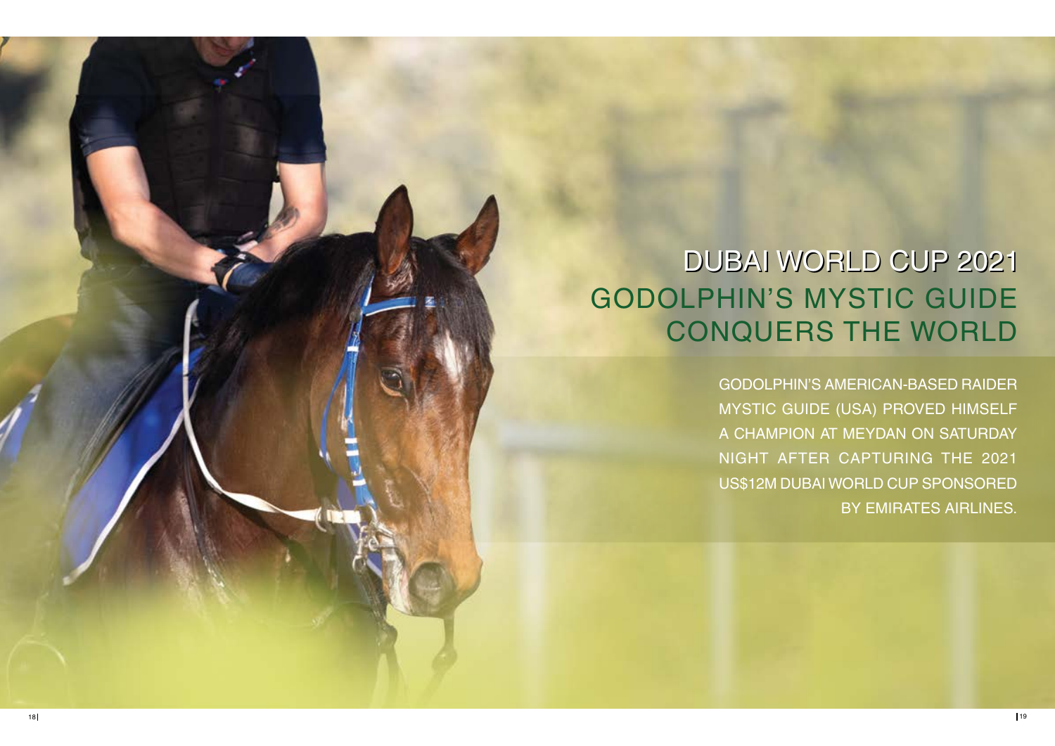# DUBAI WORLD CUP 2021

## GODOLPHIN'S MYSTIC GUIDE CONQUERS THE WORLD

GODOLPHIN'S AMERICAN-BASED RAIDER MYSTIC GUIDE (USA) PROVED HIMSELF A CHAMPION AT MEYDAN ON SATURDAY NIGHT AFTER CAPTURING THE 2021 US$12M DUBAI WORLD CUP SPONSORED BY EMIRATES AIRLINES.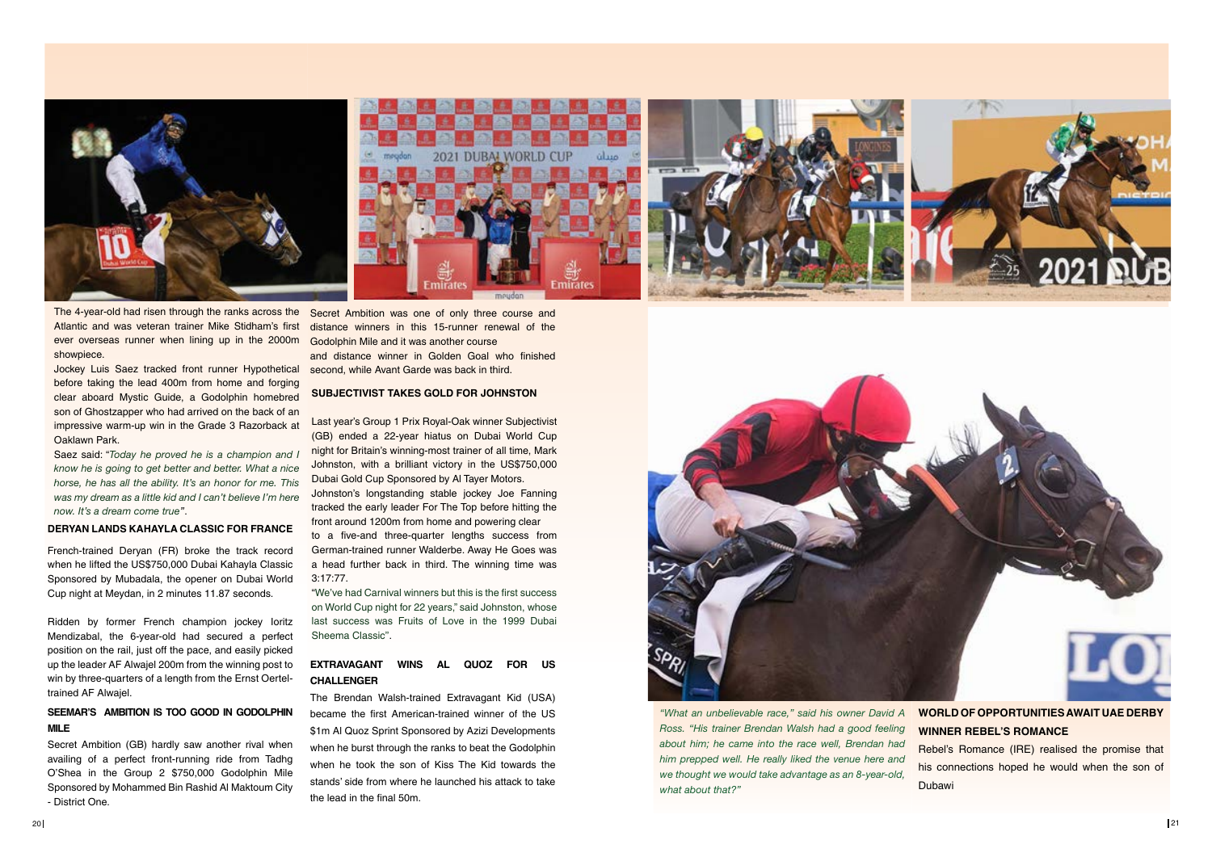The 4-year-old had risen through the ranks across the Atlantic and was veteran trainer Mike Stidham's first ever overseas runner when lining up in the 2000m showpiece.

Jockey Luis Saez tracked front runner Hypothetical before taking the lead 400m from home and forging clear aboard Mystic Guide, a Godolphin homebred son of Ghostzapper who had arrived on the back of an impressive warm-up win in the Grade 3 Razorback at Oaklawn Park.

Saez said: "*Today he proved he is a champion and I know he is going to get better and better. What a nice horse, he has all the ability. It's an honor for me. This was my dream as a little kid and I can't believe I'm here now. It's a dream come true*".

### DERYAN LANDS KAHAYLA CLASSIC FOR FRANCE

French-trained Deryan (FR) broke the track record when he lifted the US$750,000 Dubai Kahayla Classic Sponsored by Mubadala, the opener on Dubai World Cup night at Meydan, in 2 minutes 11.87 seconds.

Ridden by former French champion jockey Ioritz Mendizabal, the 6-year-old had secured a perfect position on the rail, just off the pace, and easily picked up the leader AF Alwajel 200m from the winning post to win by three-quarters of a length from the Ernst Oertel-trained AF Alwajel.

### SEEMAR'S AMBITION IS TOO GOOD IN GODOLPHIN MILE

Secret Ambition (GB) hardly saw another rival when availing of a perfect front-running ride from Tadhg O'Shea in the Group 2 $750,000 Godolphin Mile Sponsored by Mohammed Bin Rashid Al Maktoum City - District One.

Secret Ambition was one of only three course and distance winners in this 15-runner renewal of the Godolphin Mile and it was another course and distance winner in Golden Goal who finished second, while Avant Garde was back in third.

### SUBJECTIVIST TAKES GOLD FOR JOHNSTON

Last year's Group 1 Prix Royal-Oak winner Subjectivist (GB) ended a 22-year hiatus on Dubai World Cup night for Britain's winning-most trainer of all time, Mark Johnston, with a brilliant victory in the US$750,000 Dubai Gold Cup Sponsored by Al Tayer Motors.

Johnston's longstanding stable jockey Joe Fanning tracked the early leader For The Top before hitting the front around 1200m from home and powering clear to a five-and three-quarter lengths success from German-trained runner Walderbe. Away He Goes was a head further back in third. The winning time was 3:17:77.

"We've had Carnival winners but this is the first success on World Cup night for 22 years," said Johnston, whose last success was Fruits of Love in the 1999 Dubai Sheema Classic".

### EXTRAVAGANT WINS AL QUOZ FOR US CHALLENGER

The Brendan Walsh-trained Extravagant Kid (USA) became the first American-trained winner of the US $1m Al Quoz Sprint Sponsored by Azizi Developments when he burst through the ranks to beat the Godolphin when he took the son of Kiss The Kid towards the stands' side from where he launched his attack to take the lead in the final 50m.

*"What an unbelievable race," said his owner David A Ross. "His trainer Brendan Walsh had a good feeling about him; he came into the race well, Brendan had him prepped well. He really liked the venue here and we thought we would take advantage as an 8-year-old, what about that?"*

### WORLD OF OPPORTUNITIES AWAIT UAE DERBY WINNER REBEL'S ROMANCE

Rebel's Romance (IRE) realised the promise that his connections hoped he would when the son of Dubawi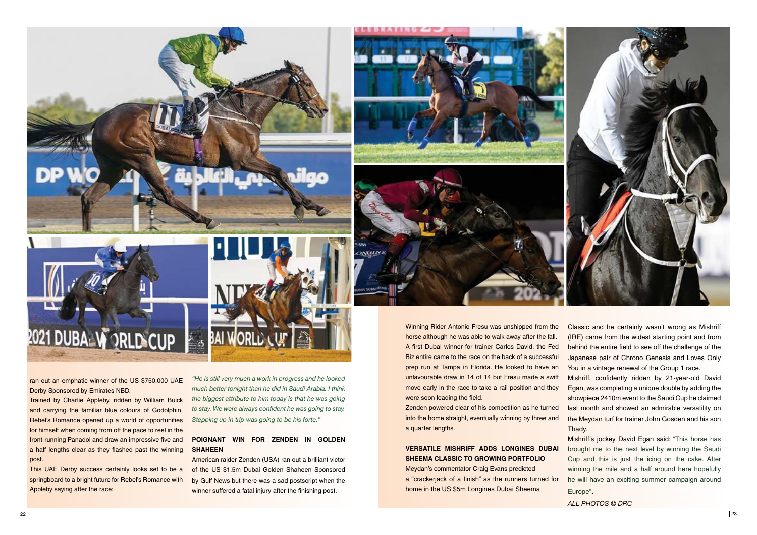ran out an emphatic winner of the US $750,000 UAE Derby Sponsored by Emirates NBD.

Trained by Charlie Appleby, ridden by William Buick and carrying the familiar blue colours of Godolphin, Rebel's Romance opened up a world of opportunities for himself when coming from off the pace to reel in the front-running Panadol and draw an impressive five and a half lengths clear as they flashed past the winning post.

This UAE Derby success certainly looks set to be a springboard to a bright future for Rebel's Romance with Appleby saying after the race:

*"He is still very much a work in progress and he looked much better tonight than he did in Saudi Arabia. I think the biggest attribute to him today is that he was going to stay. We were always confident he was going to stay. Stepping up in trip was going to be his forte."*

**POIGNANT WIN FOR ZENDEN IN GOLDEN SHAHEEN**

American raider Zenden (USA) ran out a brilliant victor of the US $1.5m Dubai Golden Shaheen Sponsored by Gulf News but there was a sad postscript when the winner suffered a fatal injury after the finishing post.

Winning Rider Antonio Fresu was unshipped from the horse although he was able to walk away after the fall. A first Dubai winner for trainer Carlos David, the Fed Biz entire came to the race on the back of a successful prep run at Tampa in Florida. He looked to have an unfavourable draw in 14 of 14 but Fresu made a swift move early in the race to take a rail position and they were soon leading the field.

Zenden powered clear of his competition as he turned into the home straight, eventually winning by three and a quarter lengths.

**VERSATILE MISHRIFF ADDS LONGINES DUBAI SHEEMA CLASSIC TO GROWING PORTFOLIO**

Meydan's commentator Craig Evans predicted a "crackerjack of a finish" as the runners turned for home in the US $5m Longines Dubai Sheema Classic and he certainly wasn't wrong as Mishriff (IRE) came from the widest starting point and from behind the entire field to see off the challenge of the Japanese pair of Chrono Genesis and Loves Only You in a vintage renewal of the Group 1 race.

Mishriff, confidently ridden by 21-year-old David Egan, was completing a unique double by adding the showpiece 2410m event to the Saudi Cup he claimed last month and showed an admirable versatility on the Meydan turf for trainer John Gosden and his son Thady.

Mishriff's jockey David Egan said: "This horse has brought me to the next level by winning the Saudi Cup and this is just the icing on the cake. After winning the mile and a half around here hopefully he will have an exciting summer campaign around Europe".

*ALL PHOTOS © DRC*